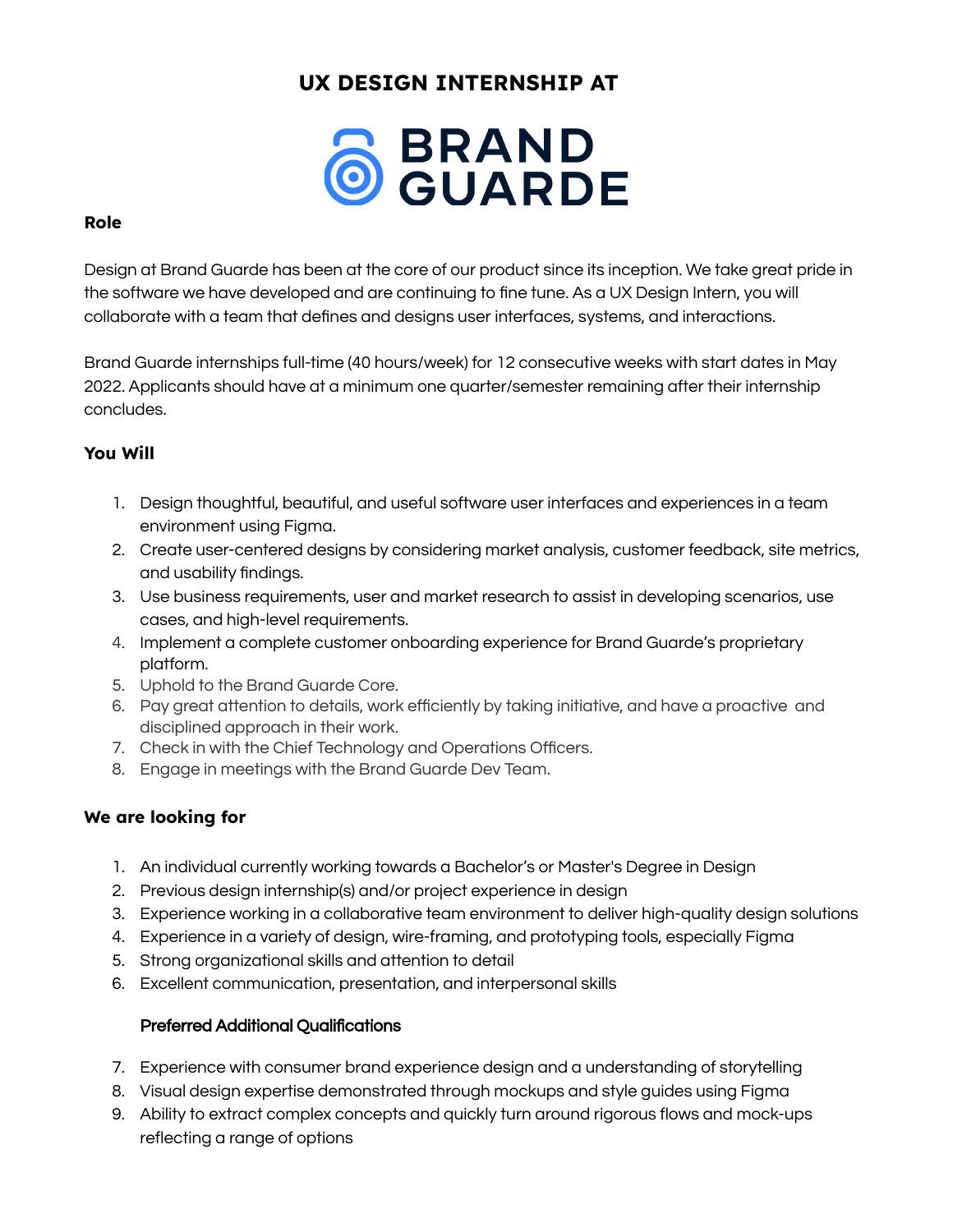# UX DESIGN INTERNSHIP AT

BRAND GUARDE

**Role**

Design at Brand Guarde has been at the core of our product since its inception. We take great pride in the software we have developed and are continuing to fine tune. As a UX Design Intern, you will collaborate with a team that defines and designs user interfaces, systems, and interactions.

Brand Guarde internships full-time (40 hours/week) for 12 consecutive weeks with start dates in May 2022. Applicants should have at a minimum one quarter/semester remaining after their internship concludes.

### You Will

1. Design thoughtful, beautiful, and useful software user interfaces and experiences in a team environment using Figma.
2. Create user-centered designs by considering market analysis, customer feedback, site metrics, and usability findings.
3. Use business requirements, user and market research to assist in developing scenarios, use cases, and high-level requirements.
4. Implement a complete customer onboarding experience for Brand Guarde's proprietary platform.
5. Uphold to the Brand Guarde Core.
6. Pay great attention to details, work efficiently by taking initiative, and have a proactive and disciplined approach in their work.
7. Check in with the Chief Technology and Operations Officers.
8. Engage in meetings with the Brand Guarde Dev Team.

### We are looking for

1. An individual currently working towards a Bachelor's or Master's Degree in Design
2. Previous design internship(s) and/or project experience in design
3. Experience working in a collaborative team environment to deliver high-quality design solutions
4. Experience in a variety of design, wire-framing, and prototyping tools, especially Figma
5. Strong organizational skills and attention to detail
6. Excellent communication, presentation, and interpersonal skills

#### Preferred Additional Qualifications

7. Experience with consumer brand experience design and a understanding of storytelling
8. Visual design expertise demonstrated through mockups and style guides using Figma
9. Ability to extract complex concepts and quickly turn around rigorous flows and mock-ups reflecting a range of options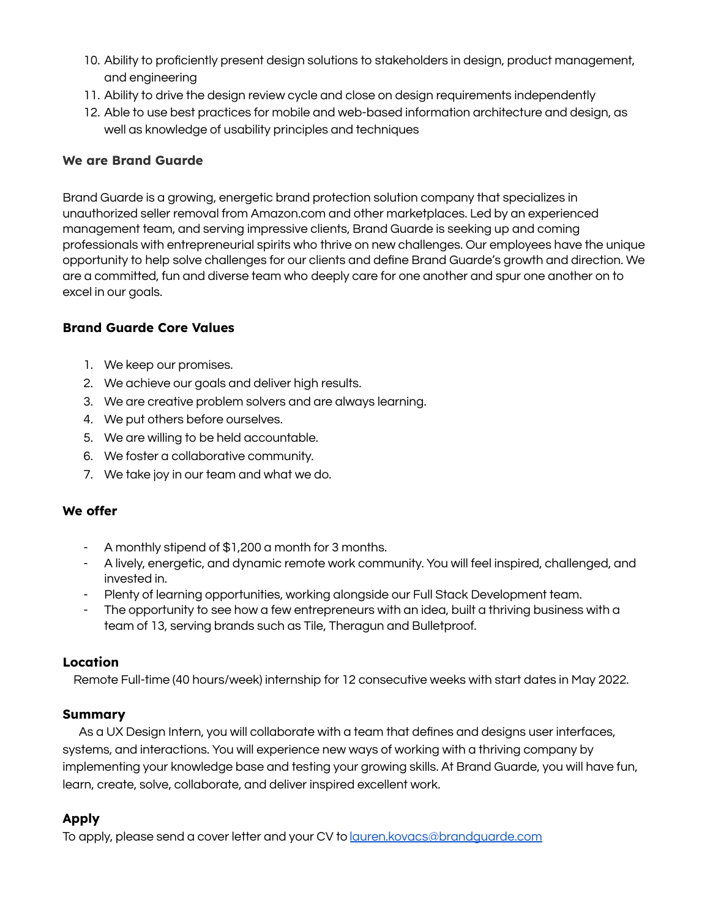10. Ability to proficiently present design solutions to stakeholders in design, product management, and engineering
11. Ability to drive the design review cycle and close on design requirements independently
12. Able to use best practices for mobile and web-based information architecture and design, as well as knowledge of usability principles and techniques

### We are Brand Guarde

Brand Guarde is a growing, energetic brand protection solution company that specializes in unauthorized seller removal from Amazon.com and other marketplaces. Led by an experienced management team, and serving impressive clients, Brand Guarde is seeking up and coming professionals with entrepreneurial spirits who thrive on new challenges. Our employees have the unique opportunity to help solve challenges for our clients and define Brand Guarde's growth and direction. We are a committed, fun and diverse team who deeply care for one another and spur one another on to excel in our goals.

### Brand Guarde Core Values

1. We keep our promises.
2. We achieve our goals and deliver high results.
3. We are creative problem solvers and are always learning.
4. We put others before ourselves.
5. We are willing to be held accountable.
6. We foster a collaborative community.
7. We take joy in our team and what we do.

### We offer

- A monthly stipend of $1,200 a month for 3 months.
- A lively, energetic, and dynamic remote work community. You will feel inspired, challenged, and invested in.
- Plenty of learning opportunities, working alongside our Full Stack Development team.
- The opportunity to see how a few entrepreneurs with an idea, built a thriving business with a team of 13, serving brands such as Tile, Theragun and Bulletproof.

### Location

Remote Full-time (40 hours/week) internship for 12 consecutive weeks with start dates in May 2022.

### Summary

As a UX Design Intern, you will collaborate with a team that defines and designs user interfaces, systems, and interactions. You will experience new ways of working with a thriving company by implementing your knowledge base and testing your growing skills. At Brand Guarde, you will have fun, learn, create, solve, collaborate, and deliver inspired excellent work.

### Apply

To apply, please send a cover letter and your CV to lauren.kovacs@brandguarde.com